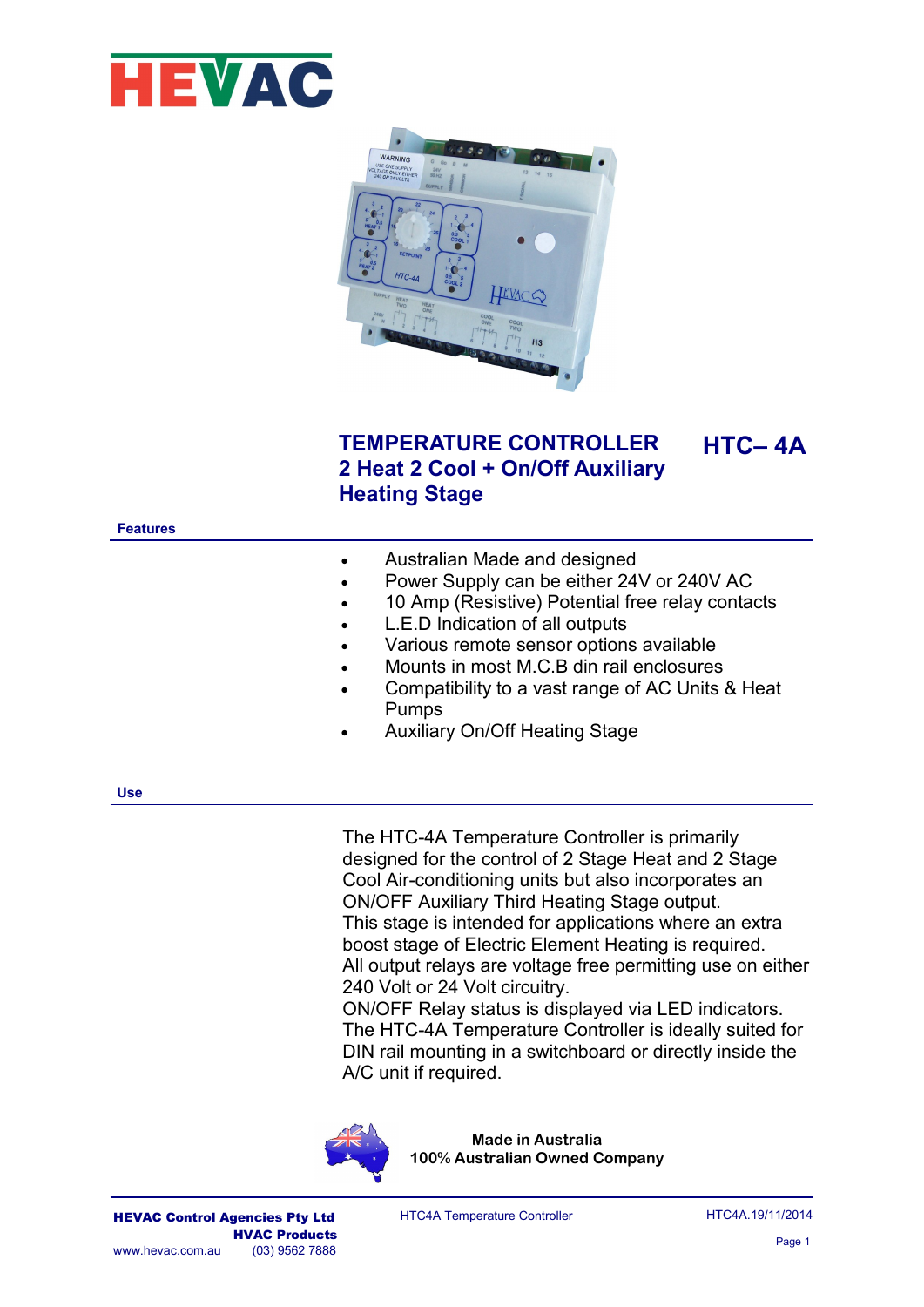# TEMPERATURE CONTROLLER HTC– 4A

## 2 Heat 2 Cool + On/Off Auxiliary Heating Stage

### Features

- Australian Made and designed
- Power Supply can be either 24V or 240V AC
- 10 Amp (Resistive) Potential free relay contacts
- L.E.D Indication of all outputs
- Various remote sensor options available
- Mounts in most M.C.B din rail enclosures
- Compatibility to a vast range of AC Units & Heat Pumps
- Auxiliary On/Off Heating Stage

### Use

The HTC-4A Temperature Controller is primarily designed for the control of 2 Stage Heat and 2 Stage Cool Air-conditioning units but also incorporates an ON/OFF Auxiliary Third Heating Stage output.
This stage is intended for applications where an extra boost stage of Electric Element Heating is required.
All output relays are voltage free permitting use on either 240 Volt or 24 Volt circuitry.
ON/OFF Relay status is displayed via LED indicators.
The HTC-4A Temperature Controller is ideally suited for DIN rail mounting in a switchboard or directly inside the A/C unit if required.

**Made in Australia**
**100% Australian Owned Company**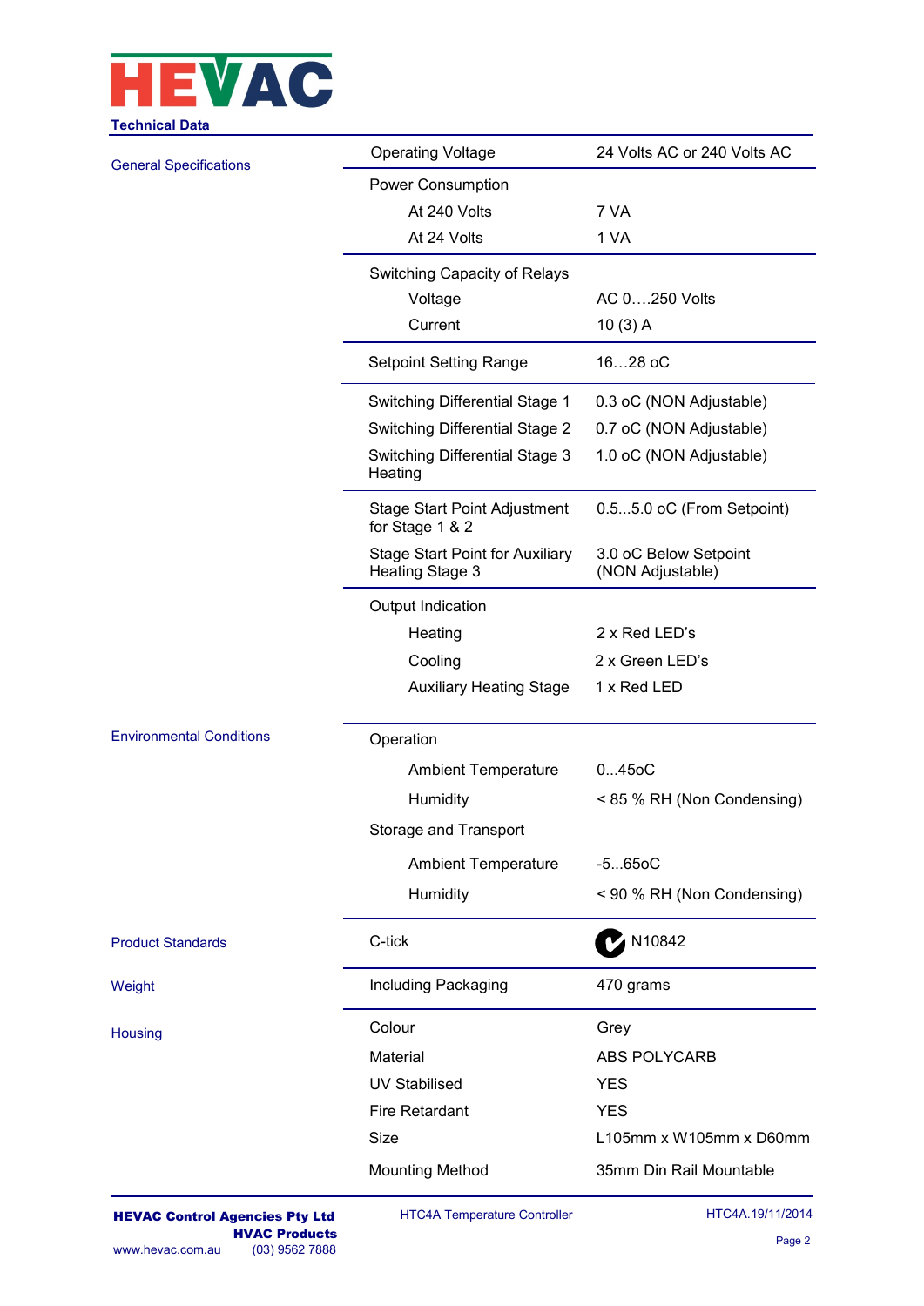## Technical Data

| | | |
|---|---|---|
| **General Specifications** | Operating Voltage | 24 Volts AC or 240 Volts AC |
| | Power Consumption | |
| | At 240 Volts | 7 VA |
| | At 24 Volts | 1 VA |
| | Switching Capacity of Relays | |
| | Voltage | AC 0….250 Volts |
| | Current | 10 (3) A |
| | Setpoint Setting Range | 16…28 oC |
| | Switching Differential Stage 1 | 0.3 oC (NON Adjustable) |
| | Switching Differential Stage 2 | 0.7 oC (NON Adjustable) |
| | Switching Differential Stage 3 Heating | 1.0 oC (NON Adjustable) |
| | Stage Start Point Adjustment for Stage 1 & 2 | 0.5...5.0 oC (From Setpoint) |
| | Stage Start Point for Auxiliary Heating Stage 3 | 3.0 oC Below Setpoint (NON Adjustable) |
| | Output Indication | |
| | Heating | 2 x Red LED's |
| | Cooling | 2 x Green LED's |
| | Auxiliary Heating Stage | 1 x Red LED |
| **Environmental Conditions** | Operation | |
| | Ambient Temperature | 0...45oC |
| | Humidity | < 85 % RH (Non Condensing) |
| | Storage and Transport | |
| | Ambient Temperature | -5...65oC |
| | Humidity | < 90 % RH (Non Condensing) |
| **Product Standards** | C-tick | N10842 |
| **Weight** | Including Packaging | 470 grams |
| **Housing** | Colour | Grey |
| | Material | ABS POLYCARB |
| | UV Stabilised | YES |
| | Fire Retardant | YES |
| | Size | L105mm x W105mm x D60mm |
| | Mounting Method | 35mm Din Rail Mountable |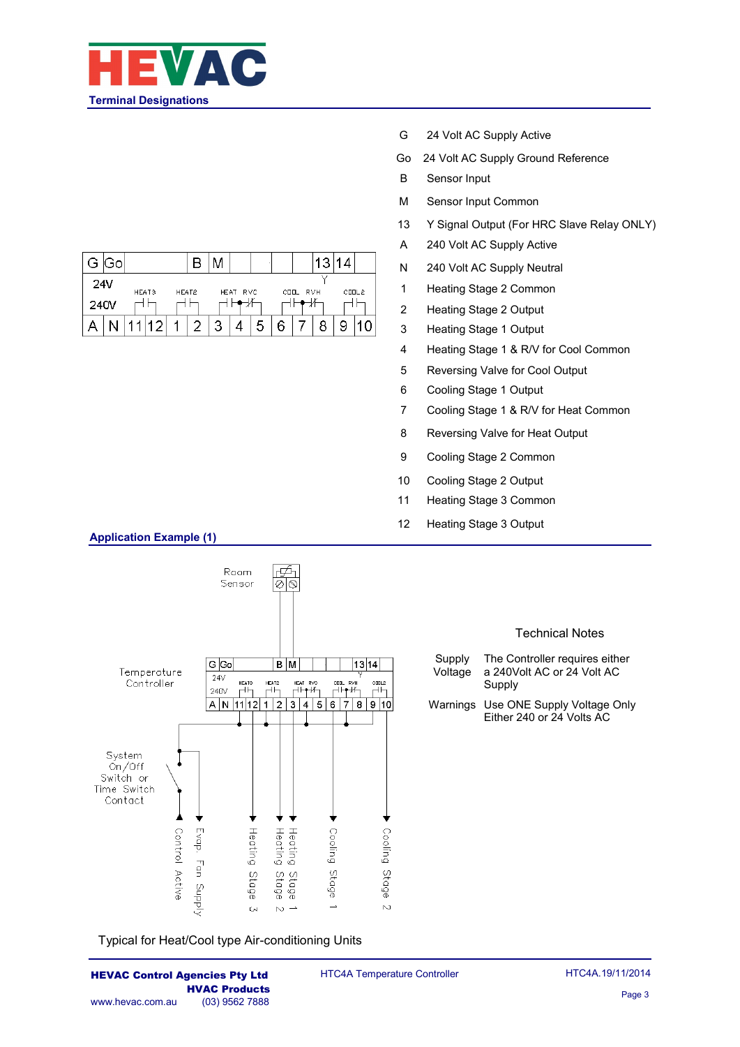## Terminal Designations

| | |
|---|---|
| G | 24 Volt AC Supply Active |
| Go | 24 Volt AC Supply Ground Reference |
| B | Sensor Input |
| M | Sensor Input Common |
| 13 | Y Signal Output (For HRC Slave Relay ONLY) |
| A | 240 Volt AC Supply Active |
| N | 240 Volt AC Supply Neutral |
| 1 | Heating Stage 2 Common |
| 2 | Heating Stage 2 Output |
| 3 | Heating Stage 1 Output |
| 4 | Heating Stage 1 & R/V for Cool Common |
| 5 | Reversing Valve for Cool Output |
| 6 | Cooling Stage 1 Output |
| 7 | Cooling Stage 1 & R/V for Heat Common |
| 8 | Reversing Valve for Heat Output |
| 9 | Cooling Stage 2 Common |
| 10 | Cooling Stage 2 Output |
| 11 | Heating Stage 3 Common |
| 12 | Heating Stage 3 Output |

## Application Example (1)

### Technical Notes

| | |
|---|---|
| Supply Voltage | The Controller requires either a 240Volt AC or 24 Volt AC Supply |
| Warnings | Use ONE Supply Voltage Only Either 240 or 24 Volts AC |

Typical for Heat/Cool type Air-conditioning Units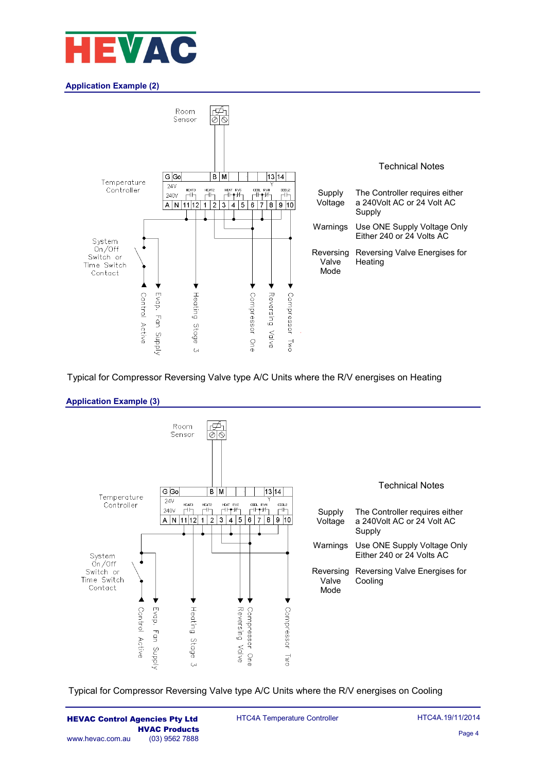## Application Example (2)

Room Sensor

Temperature Controller

G Go B M 13 14

24V

240V

HEAT3 HEAT2 HEAT RVC COOL RVH COOL2

A N 11 12 1 2 3 4 5 6 7 8 9 10

System On/Off Switch or Time Switch Contact

Control Active

Evap. Fan Supply

Heating Stage 3

Compressor One

Reversing Valve

Compressor Two

Technical Notes

| | |
|---|---|
| Supply Voltage | The Controller requires either a 240Volt AC or 24 Volt AC Supply |
| Warnings | Use ONE Supply Voltage Only Either 240 or 24 Volts AC |
| Reversing Valve Mode | Reversing Valve Energises for Heating |

Typical for Compressor Reversing Valve type A/C Units where the R/V energises on Heating

## Application Example (3)

Room Sensor

Temperature Controller

G Go B M 13 14

24V

240V

HEAT3 HEAT2 HEAT RVC COOL RVH COOL2

A N 11 12 1 2 3 4 5 6 7 8 9 10

System On/Off Switch or Time Switch Contact

Control Active

Evap. Fan Supply

Heating Stage 3

Reversing Valve

Compressor One

Compressor Two

Technical Notes

| | |
|---|---|
| Supply Voltage | The Controller requires either a 240Volt AC or 24 Volt AC Supply |
| Warnings | Use ONE Supply Voltage Only Either 240 or 24 Volts AC |
| Reversing Valve Mode | Reversing Valve Energises for Cooling |

Typical for Compressor Reversing Valve type A/C Units where the R/V energises on Cooling